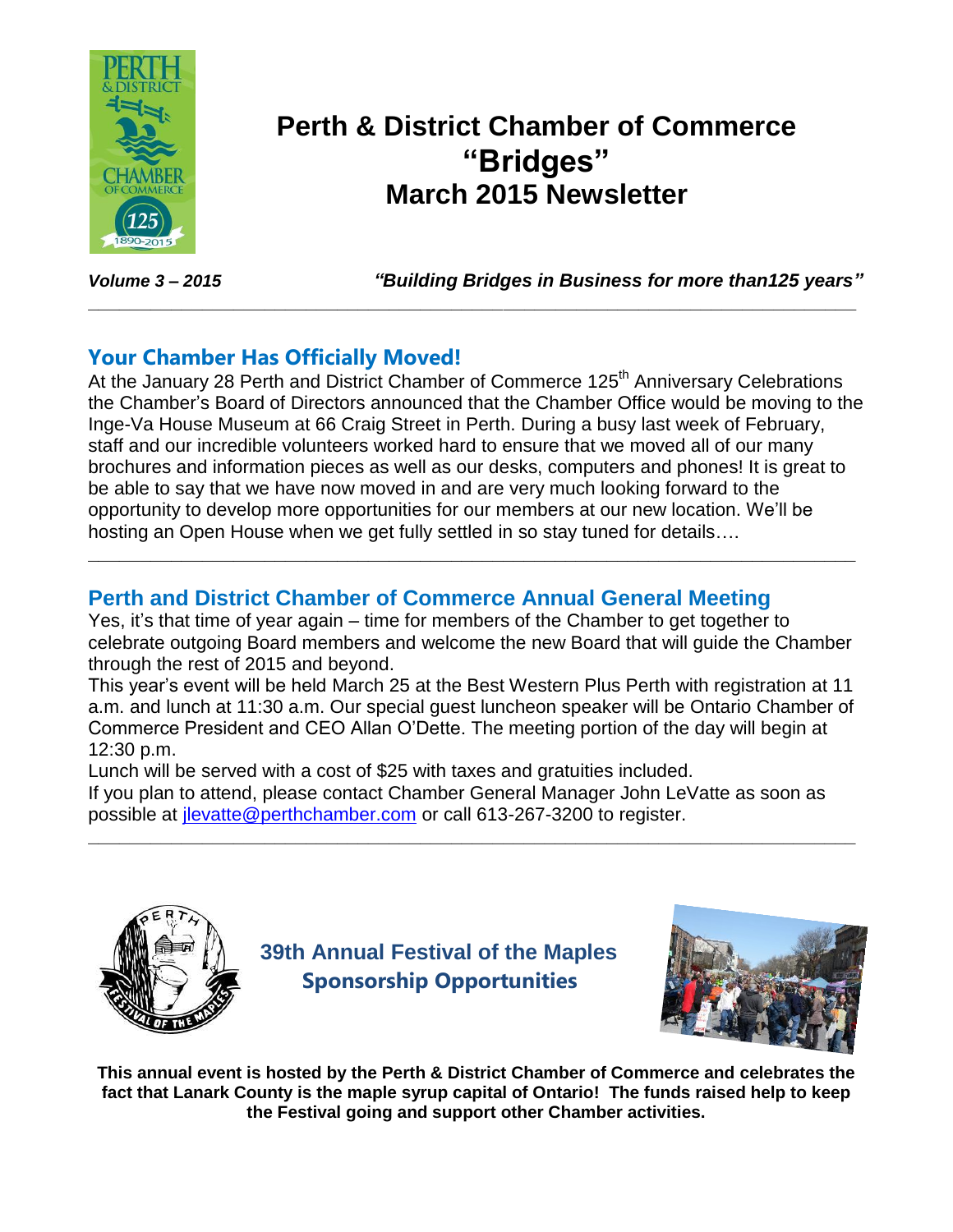# Perth & District Chamber of Commerce "Bridges" March 2015 Newsletter

***Volume 3 – 2015*** ***"Building Bridges in Business for more than125 years"***

---

## Your Chamber Has Officially Moved!

At the January 28 Perth and District Chamber of Commerce 125th Anniversary Celebrations the Chamber's Board of Directors announced that the Chamber Office would be moving to the Inge-Va House Museum at 66 Craig Street in Perth. During a busy last week of February, staff and our incredible volunteers worked hard to ensure that we moved all of our many brochures and information pieces as well as our desks, computers and phones! It is great to be able to say that we have now moved in and are very much looking forward to the opportunity to develop more opportunities for our members at our new location. We'll be hosting an Open House when we get fully settled in so stay tuned for details….

---

## Perth and District Chamber of Commerce Annual General Meeting

Yes, it's that time of year again – time for members of the Chamber to get together to celebrate outgoing Board members and welcome the new Board that will guide the Chamber through the rest of 2015 and beyond.

This year's event will be held March 25 at the Best Western Plus Perth with registration at 11 a.m. and lunch at 11:30 a.m. Our special guest luncheon speaker will be Ontario Chamber of Commerce President and CEO Allan O'Dette. The meeting portion of the day will begin at 12:30 p.m.

Lunch will be served with a cost of $25 with taxes and gratuities included.

If you plan to attend, please contact Chamber General Manager John LeVatte as soon as possible at jlevatte@perthchamber.com or call 613-267-3200 to register.

---

## 39th Annual Festival of the Maples Sponsorship Opportunities

**This annual event is hosted by the Perth & District Chamber of Commerce and celebrates the fact that Lanark County is the maple syrup capital of Ontario! The funds raised help to keep the Festival going and support other Chamber activities.**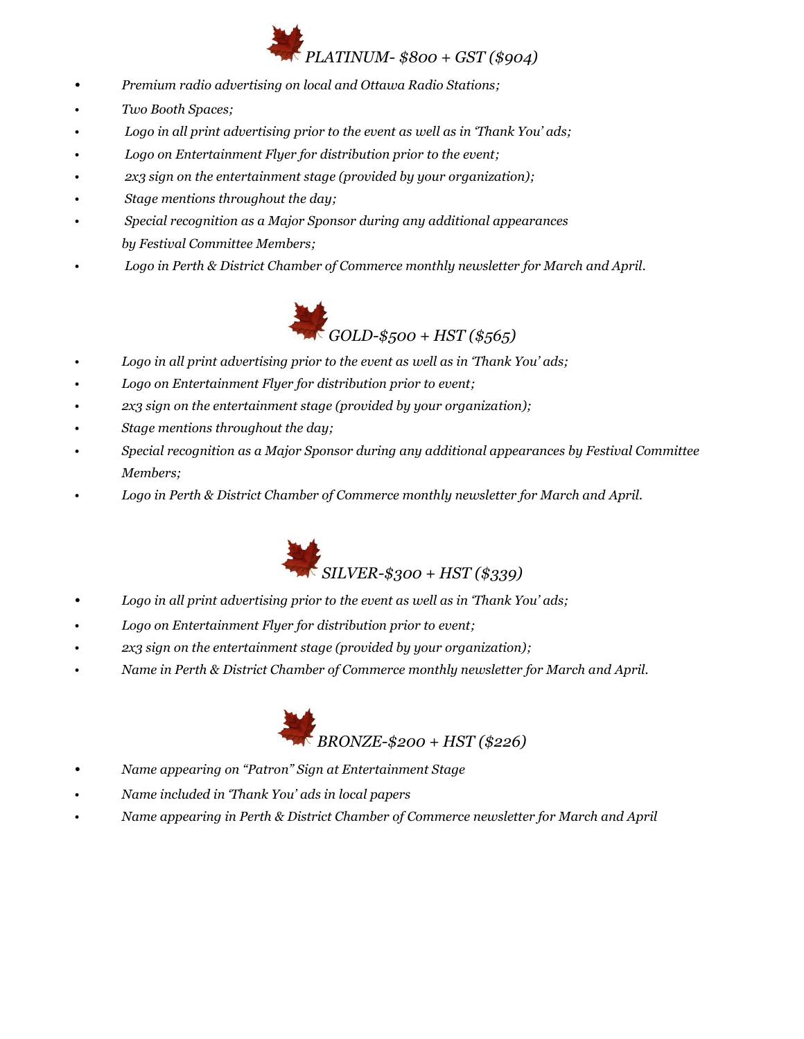## *PLATINUM- $800 + GST ($904)*

- *Premium radio advertising on local and Ottawa Radio Stations;*
- *Two Booth Spaces;*
- *Logo in all print advertising prior to the event as well as in 'Thank You' ads;*
- *Logo on Entertainment Flyer for distribution prior to the event;*
- *2x3 sign on the entertainment stage (provided by your organization);*
- *Stage mentions throughout the day;*
- *Special recognition as a Major Sponsor during any additional appearances by Festival Committee Members;*
- *Logo in Perth & District Chamber of Commerce monthly newsletter for March and April.*

## *GOLD-$500 + HST ($565)*

- *Logo in all print advertising prior to the event as well as in 'Thank You' ads;*
- *Logo on Entertainment Flyer for distribution prior to event;*
- *2x3 sign on the entertainment stage (provided by your organization);*
- *Stage mentions throughout the day;*
- *Special recognition as a Major Sponsor during any additional appearances by Festival Committee Members;*
- *Logo in Perth & District Chamber of Commerce monthly newsletter for March and April.*

## *SILVER-$300 + HST ($339)*

- *Logo in all print advertising prior to the event as well as in 'Thank You' ads;*
- *Logo on Entertainment Flyer for distribution prior to event;*
- *2x3 sign on the entertainment stage (provided by your organization);*
- *Name in Perth & District Chamber of Commerce monthly newsletter for March and April.*

## *BRONZE-$200 + HST ($226)*

- *Name appearing on "Patron" Sign at Entertainment Stage*
- *Name included in 'Thank You' ads in local papers*
- *Name appearing in Perth & District Chamber of Commerce newsletter for March and April*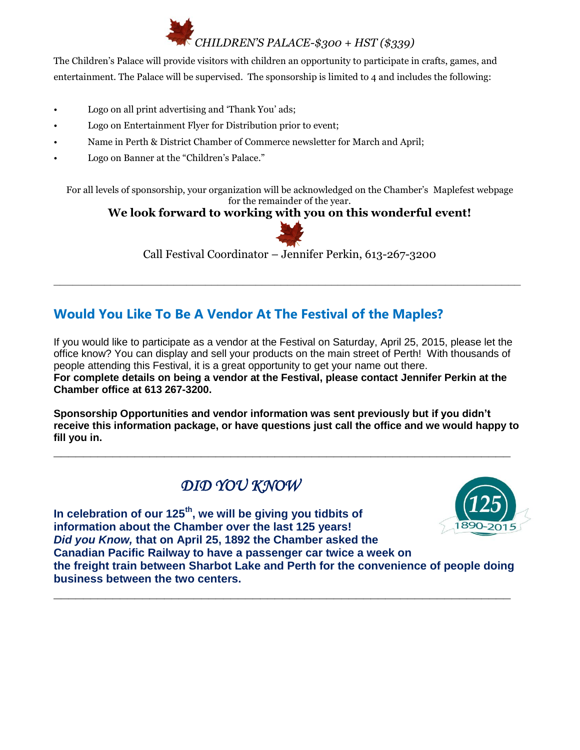*CHILDREN'S PALACE-$300 + HST ($339)*

The Children's Palace will provide visitors with children an opportunity to participate in crafts, games, and entertainment. The Palace will be supervised. The sponsorship is limited to 4 and includes the following:

- Logo on all print advertising and 'Thank You' ads;
- Logo on Entertainment Flyer for Distribution prior to event;
- Name in Perth & District Chamber of Commerce newsletter for March and April;
- Logo on Banner at the "Children's Palace."

For all levels of sponsorship, your organization will be acknowledged on the Chamber's Maplefest webpage for the remainder of the year.

**We look forward to working with you on this wonderful event!**

Call Festival Coordinator – Jennifer Perkin, 613-267-3200

---

## Would You Like To Be A Vendor At The Festival of the Maples?

If you would like to participate as a vendor at the Festival on Saturday, April 25, 2015, please let the office know? You can display and sell your products on the main street of Perth! With thousands of people attending this Festival, it is a great opportunity to get your name out there.
**For complete details on being a vendor at the Festival, please contact Jennifer Perkin at the Chamber office at 613 267-3200.**

**Sponsorship Opportunities and vendor information was sent previously but if you didn't receive this information package, or have questions just call the office and we would happy to fill you in.**

---

## *DID YOU KNOW*

125 1890-2015

**In celebration of our 125th, we will be giving you tidbits of information about the Chamber over the last 125 years!**
***Did you Know,*** **that on April 25, 1892 the Chamber asked the Canadian Pacific Railway to have a passenger car twice a week on the freight train between Sharbot Lake and Perth for the convenience of people doing business between the two centers.**

---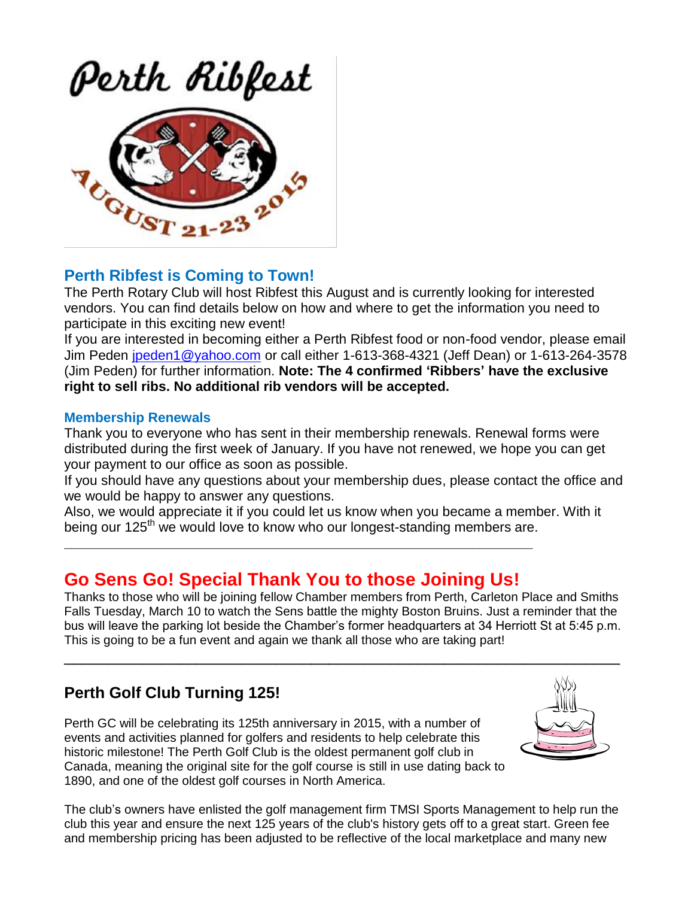## Perth Ribfest is Coming to Town!

The Perth Rotary Club will host Ribfest this August and is currently looking for interested vendors. You can find details below on how and where to get the information you need to participate in this exciting new event!

If you are interested in becoming either a Perth Ribfest food or non-food vendor, please email Jim Peden jpeden1@yahoo.com or call either 1-613-368-4321 (Jeff Dean) or 1-613-264-3578 (Jim Peden) for further information. **Note: The 4 confirmed 'Ribbers' have the exclusive right to sell ribs. No additional rib vendors will be accepted.**

### Membership Renewals

Thank you to everyone who has sent in their membership renewals. Renewal forms were distributed during the first week of January. If you have not renewed, we hope you can get your payment to our office as soon as possible.

If you should have any questions about your membership dues, please contact the office and we would be happy to answer any questions.

Also, we would appreciate it if you could let us know when you became a member. With it being our 125th we would love to know who our longest-standing members are.

---

## Go Sens Go! Special Thank You to those Joining Us!

Thanks to those who will be joining fellow Chamber members from Perth, Carleton Place and Smiths Falls Tuesday, March 10 to watch the Sens battle the mighty Boston Bruins. Just a reminder that the bus will leave the parking lot beside the Chamber's former headquarters at 34 Herriott St at 5:45 p.m. This is going to be a fun event and again we thank all those who are taking part!

---

## Perth Golf Club Turning 125!

Perth GC will be celebrating its 125th anniversary in 2015, with a number of events and activities planned for golfers and residents to help celebrate this historic milestone! The Perth Golf Club is the oldest permanent golf club in Canada, meaning the original site for the golf course is still in use dating back to 1890, and one of the oldest golf courses in North America.

The club's owners have enlisted the golf management firm TMSI Sports Management to help run the club this year and ensure the next 125 years of the club's history gets off to a great start. Green fee and membership pricing has been adjusted to be reflective of the local marketplace and many new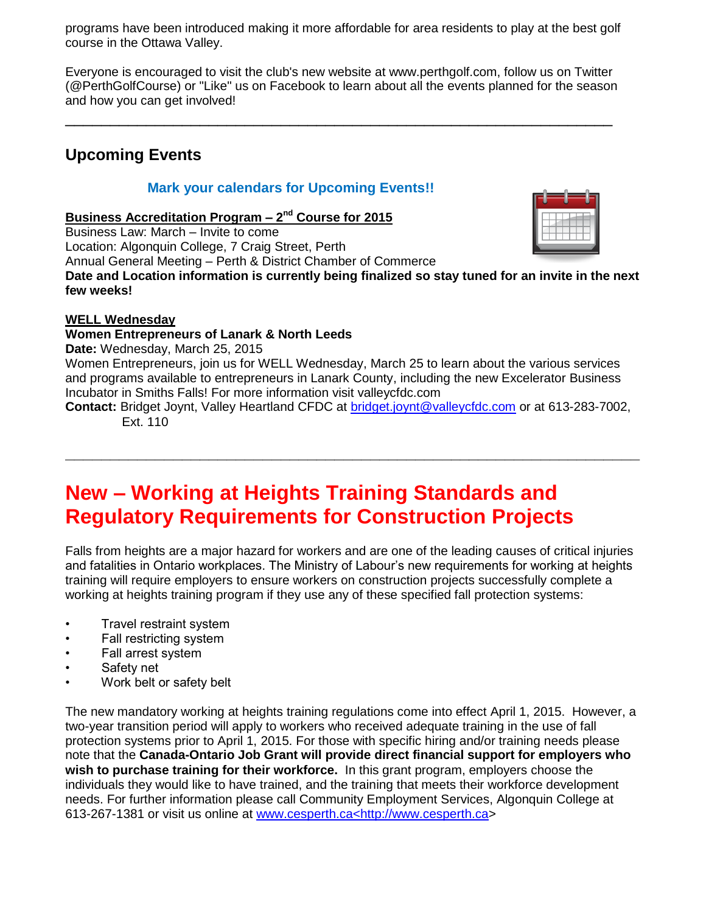programs have been introduced making it more affordable for area residents to play at the best golf course in the Ottawa Valley.

Everyone is encouraged to visit the club's new website at www.perthgolf.com, follow us on Twitter (@PerthGolfCourse) or "Like" us on Facebook to learn about all the events planned for the season and how you can get involved!

---

## Upcoming Events

**Mark your calendars for Upcoming Events!!**

**Business Accreditation Program – 2nd Course for 2015**
Business Law: March – Invite to come
Location: Algonquin College, 7 Craig Street, Perth
Annual General Meeting – Perth & District Chamber of Commerce
**Date and Location information is currently being finalized so stay tuned for an invite in the next few weeks!**

**WELL Wednesday**
**Women Entrepreneurs of Lanark & North Leeds**
**Date:** Wednesday, March 25, 2015
Women Entrepreneurs, join us for WELL Wednesday, March 25 to learn about the various services and programs available to entrepreneurs in Lanark County, including the new Excelerator Business Incubator in Smiths Falls! For more information visit valleycfdc.com
**Contact:** Bridget Joynt, Valley Heartland CFDC at bridget.joynt@valleycfdc.com or at 613-283-7002, Ext. 110

---

# New – Working at Heights Training Standards and Regulatory Requirements for Construction Projects

Falls from heights are a major hazard for workers and are one of the leading causes of critical injuries and fatalities in Ontario workplaces. The Ministry of Labour's new requirements for working at heights training will require employers to ensure workers on construction projects successfully complete a working at heights training program if they use any of these specified fall protection systems:

- Travel restraint system
- Fall restricting system
- Fall arrest system
- Safety net
- Work belt or safety belt

The new mandatory working at heights training regulations come into effect April 1, 2015. However, a two-year transition period will apply to workers who received adequate training in the use of fall protection systems prior to April 1, 2015. For those with specific hiring and/or training needs please note that the **Canada-Ontario Job Grant will provide direct financial support for employers who wish to purchase training for their workforce.** In this grant program, employers choose the individuals they would like to have trained, and the training that meets their workforce development needs. For further information please call Community Employment Services, Algonquin College at 613-267-1381 or visit us online at www.cesperth.ca<http://www.cesperth.ca>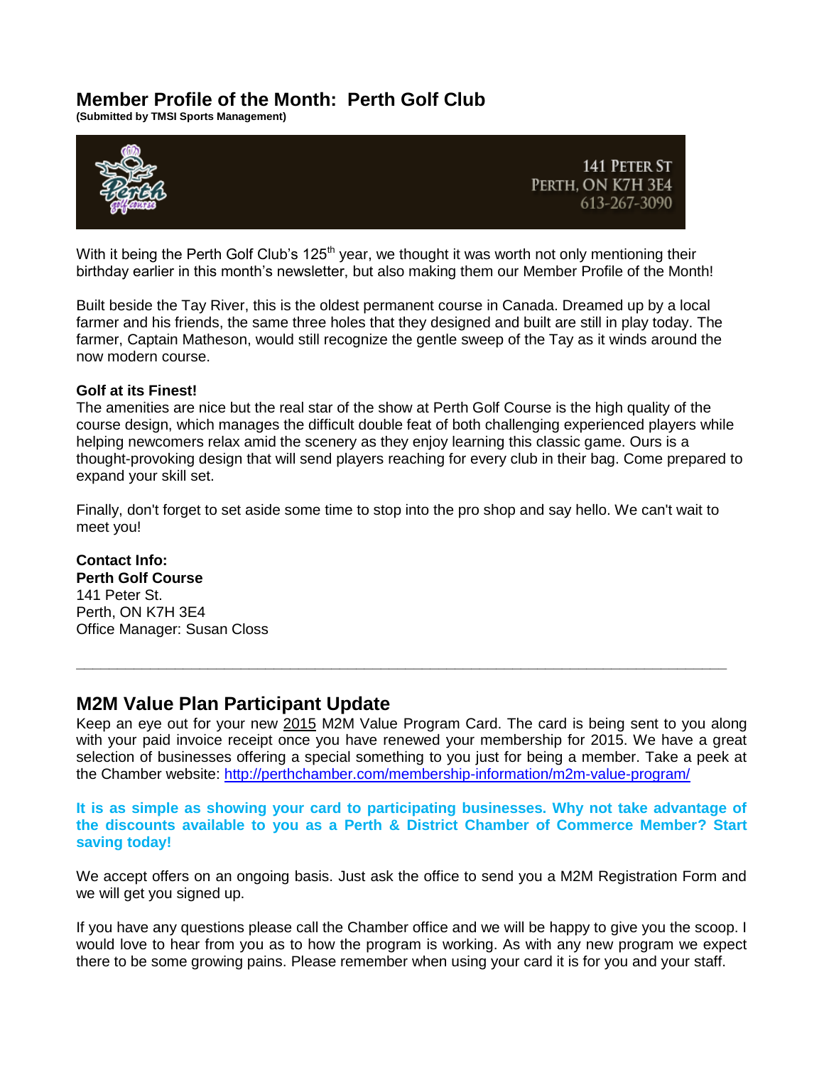# Member Profile of the Month: Perth Golf Club

**(Submitted by TMSI Sports Management)**

141 PETER ST
PERTH, ON K7H 3E4
613-267-3090

With it being the Perth Golf Club's 125th year, we thought it was worth not only mentioning their birthday earlier in this month's newsletter, but also making them our Member Profile of the Month!

Built beside the Tay River, this is the oldest permanent course in Canada. Dreamed up by a local farmer and his friends, the same three holes that they designed and built are still in play today. The farmer, Captain Matheson, would still recognize the gentle sweep of the Tay as it winds around the now modern course.

**Golf at its Finest!**
The amenities are nice but the real star of the show at Perth Golf Course is the high quality of the course design, which manages the difficult double feat of both challenging experienced players while helping newcomers relax amid the scenery as they enjoy learning this classic game. Ours is a thought-provoking design that will send players reaching for every club in their bag. Come prepared to expand your skill set.

Finally, don't forget to set aside some time to stop into the pro shop and say hello. We can't wait to meet you!

**Contact Info:**
**Perth Golf Course**
141 Peter St.
Perth, ON K7H 3E4
Office Manager: Susan Closs

---

## M2M Value Plan Participant Update

Keep an eye out for your new 2015 M2M Value Program Card. The card is being sent to you along with your paid invoice receipt once you have renewed your membership for 2015. We have a great selection of businesses offering a special something to you just for being a member. Take a peek at the Chamber website: http://perthchamber.com/membership-information/m2m-value-program/

**It is as simple as showing your card to participating businesses. Why not take advantage of the discounts available to you as a Perth & District Chamber of Commerce Member? Start saving today!**

We accept offers on an ongoing basis. Just ask the office to send you a M2M Registration Form and we will get you signed up.

If you have any questions please call the Chamber office and we will be happy to give you the scoop. I would love to hear from you as to how the program is working. As with any new program we expect there to be some growing pains. Please remember when using your card it is for you and your staff.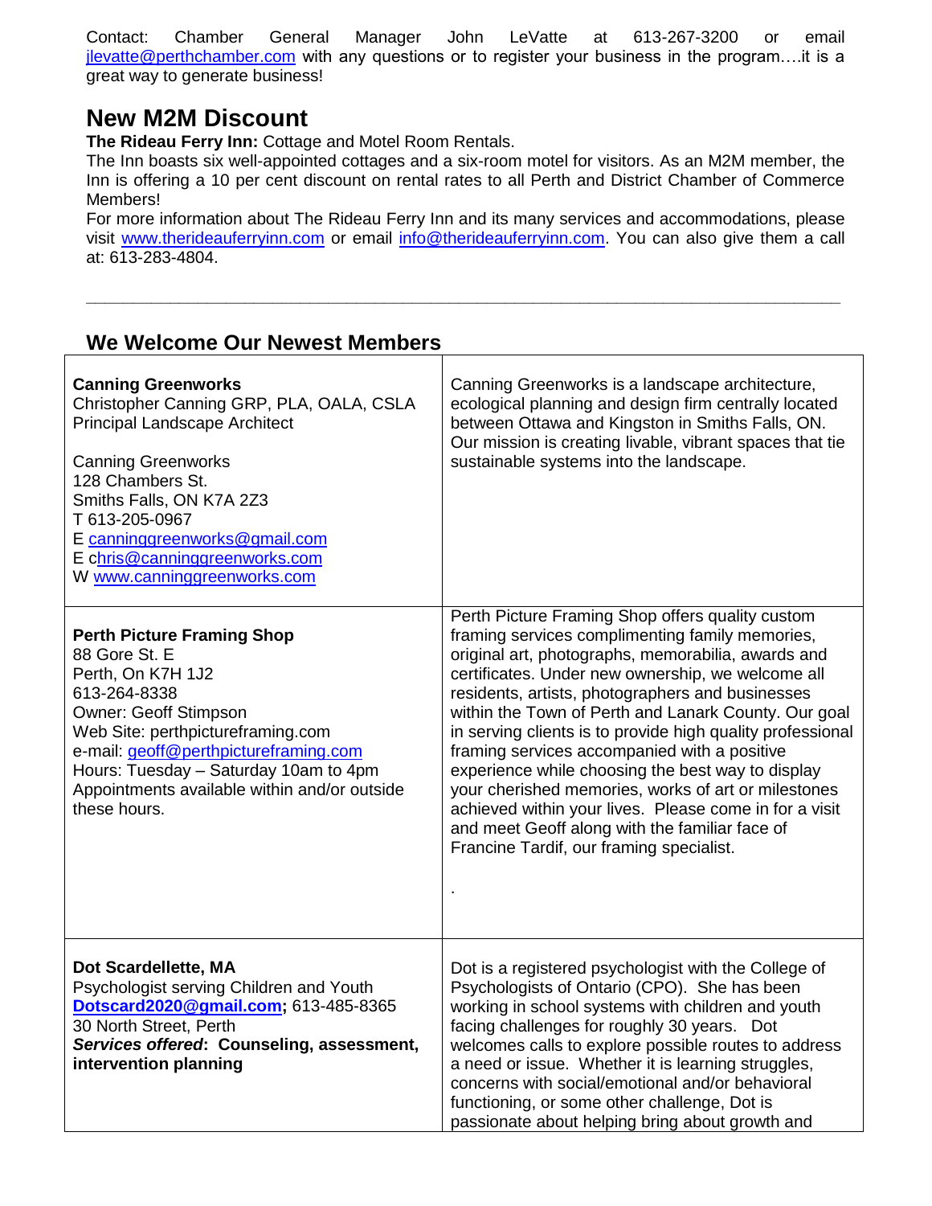Contact: Chamber General Manager John LeVatte at 613-267-3200 or email jlevatte@perthchamber.com with any questions or to register your business in the program….it is a great way to generate business!

## New M2M Discount

**The Rideau Ferry Inn:** Cottage and Motel Room Rentals.

The Inn boasts six well-appointed cottages and a six-room motel for visitors. As an M2M member, the Inn is offering a 10 per cent discount on rental rates to all Perth and District Chamber of Commerce Members!

For more information about The Rideau Ferry Inn and its many services and accommodations, please visit www.therideauferryinn.com or email info@therideauferryinn.com. You can also give them a call at: 613-283-4804.

---

## We Welcome Our Newest Members

| | |
|---|---|
| **Canning Greenworks**<br>Christopher Canning GRP, PLA, OALA, CSLA<br>Principal Landscape Architect<br><br>Canning Greenworks<br>128 Chambers St.<br>Smiths Falls, ON K7A 2Z3<br>T 613-205-0967<br>E canninggreenworks@gmail.com<br>E chris@canninggreenworks.com<br>W www.canninggreenworks.com | Canning Greenworks is a landscape architecture, ecological planning and design firm centrally located between Ottawa and Kingston in Smiths Falls, ON. Our mission is creating livable, vibrant spaces that tie sustainable systems into the landscape. |
| **Perth Picture Framing Shop**<br>88 Gore St. E<br>Perth, On K7H 1J2<br>613-264-8338<br>Owner: Geoff Stimpson<br>Web Site: perthpictureframing.com<br>e-mail: geoff@perthpictureframing.com<br>Hours: Tuesday – Saturday 10am to 4pm<br>Appointments available within and/or outside these hours. | Perth Picture Framing Shop offers quality custom framing services complimenting family memories, original art, photographs, memorabilia, awards and certificates. Under new ownership, we welcome all residents, artists, photographers and businesses within the Town of Perth and Lanark County. Our goal in serving clients is to provide high quality professional framing services accompanied with a positive experience while choosing the best way to display your cherished memories, works of art or milestones achieved within your lives. Please come in for a visit and meet Geoff along with the familiar face of Francine Tardif, our framing specialist.<br><br>. |
| **Dot Scardellette, MA**<br>Psychologist serving Children and Youth<br>**Dotscard2020@gmail.com;** 613-485-8365<br>30 North Street, Perth<br>***Services offered*: Counseling, assessment, intervention planning** | Dot is a registered psychologist with the College of Psychologists of Ontario (CPO). She has been working in school systems with children and youth facing challenges for roughly 30 years. Dot welcomes calls to explore possible routes to address a need or issue. Whether it is learning struggles, concerns with social/emotional and/or behavioral functioning, or some other challenge, Dot is passionate about helping bring about growth and |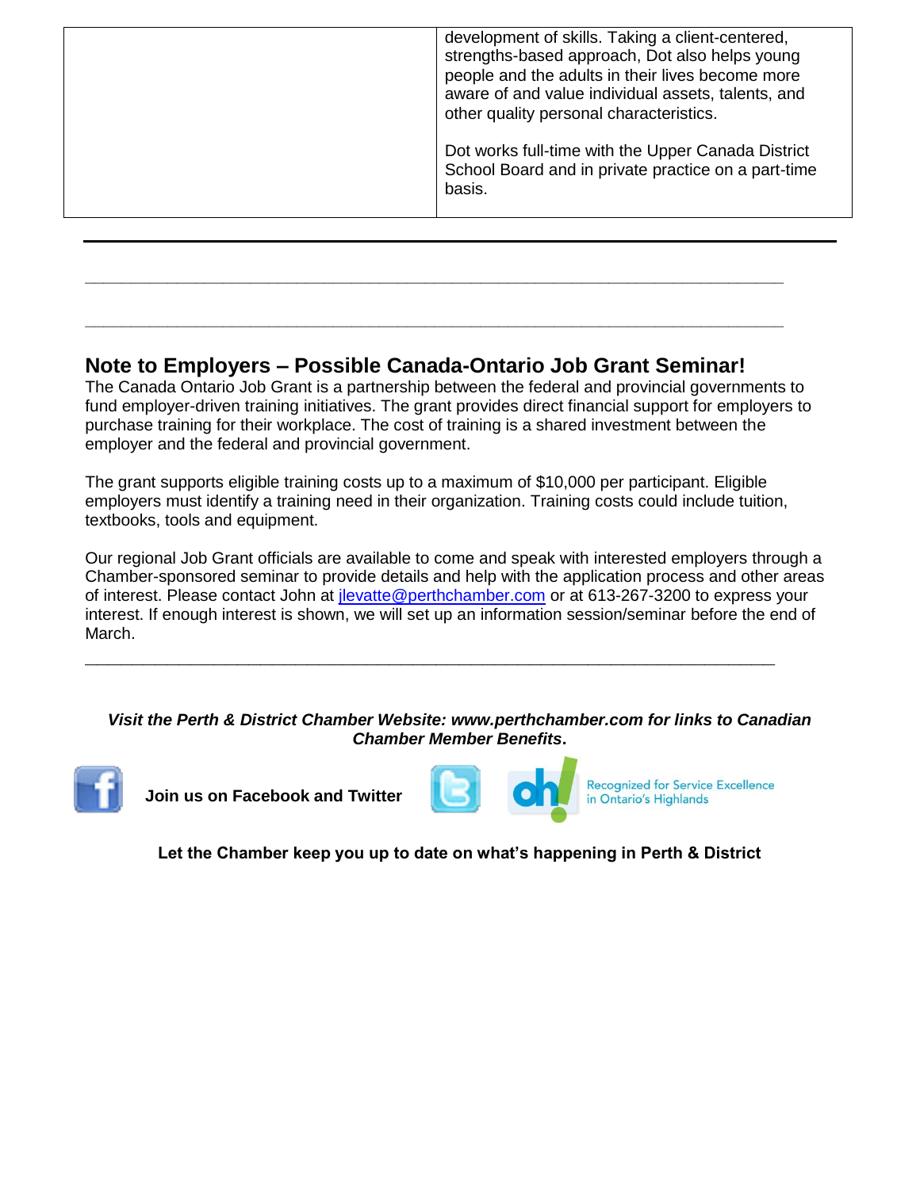| | |
|---|---|
| | development of skills. Taking a client-centered, strengths-based approach, Dot also helps young people and the adults in their lives become more aware of and value individual assets, talents, and other quality personal characteristics.<br><br>Dot works full-time with the Upper Canada District School Board and in private practice on a part-time basis. |

---

## Note to Employers – Possible Canada-Ontario Job Grant Seminar!

The Canada Ontario Job Grant is a partnership between the federal and provincial governments to fund employer-driven training initiatives. The grant provides direct financial support for employers to purchase training for their workplace. The cost of training is a shared investment between the employer and the federal and provincial government.

The grant supports eligible training costs up to a maximum of $10,000 per participant. Eligible employers must identify a training need in their organization. Training costs could include tuition, textbooks, tools and equipment.

Our regional Job Grant officials are available to come and speak with interested employers through a Chamber-sponsored seminar to provide details and help with the application process and other areas of interest. Please contact John at jlevatte@perthchamber.com or at 613-267-3200 to express your interest. If enough interest is shown, we will set up an information session/seminar before the end of March.

---

***Visit the Perth & District Chamber Website: www.perthchamber.com for links to Canadian Chamber Member Benefits*.**

**Join us on Facebook and Twitter**

Recognized for Service Excellence in Ontario's Highlands

**Let the Chamber keep you up to date on what's happening in Perth & District**